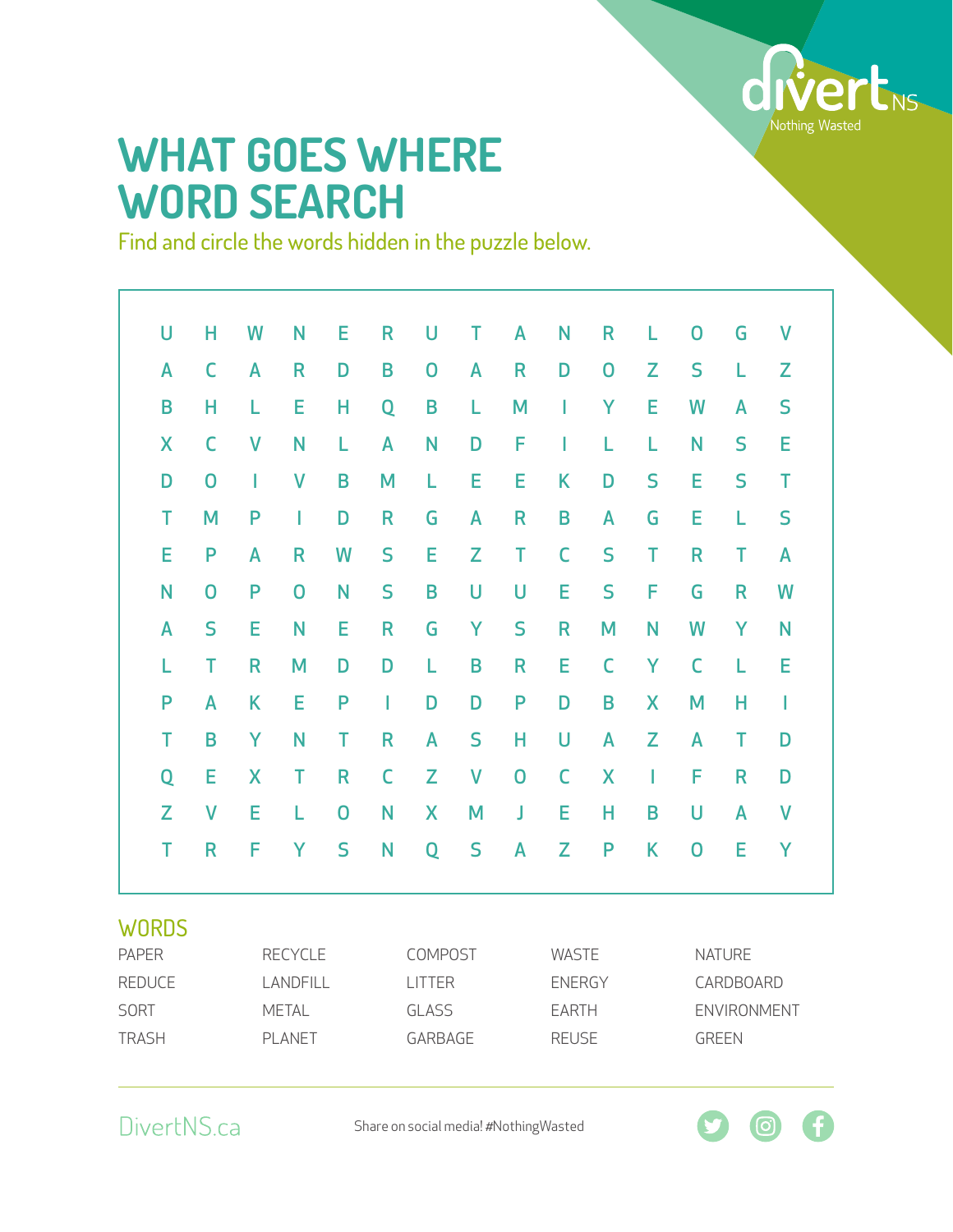# WHAT GOES WHERE WORD SEARCH

Find and circle the words hidden in the puzzle below.

| | | | | | | | | | | | | | | |
|---|---|---|---|---|---|---|---|---|---|---|---|---|---|---|
| U | H | W | N | E | R | U | T | A | N | R | L | O | G | V |
| A | C | A | R | D | B | O | A | R | D | O | Z | S | L | Z |
| B | H | L | E | H | Q | B | L | M | I | Y | E | W | A | S |
| X | C | V | N | L | A | N | D | F | I | L | L | N | S | E |
| D | O | I | V | B | M | L | E | E | K | D | S | E | S | T |
| T | M | P | I | D | R | G | A | R | B | A | G | E | L | S |
| E | P | A | R | W | S | E | Z | T | C | S | T | R | T | A |
| N | O | P | O | N | S | B | U | U | E | S | F | G | R | W |
| A | S | E | N | E | R | G | Y | S | R | M | N | W | Y | N |
| L | T | R | M | D | D | L | B | R | E | C | Y | C | L | E |
| P | A | K | E | P | I | D | D | P | D | B | X | M | H | I |
| T | B | Y | N | T | R | A | S | H | U | A | Z | A | T | D |
| Q | E | X | T | R | C | Z | V | O | C | X | I | F | R | D |
| Z | V | E | L | O | N | X | M | J | E | H | B | U | A | V |
| T | R | F | Y | S | N | Q | S | A | Z | P | K | O | E | Y |

## WORDS

| | | | | |
|---|---|---|---|---|
| PAPER | RECYCLE | COMPOST | WASTE | NATURE |
| REDUCE | LANDFILL | LITTER | ENERGY | CARDBOARD |
| SORT | METAL | GLASS | EARTH | ENVIRONMENT |
| TRASH | PLANET | GARBAGE | REUSE | GREEN |

DivertNS.ca

Share on social media! #NothingWasted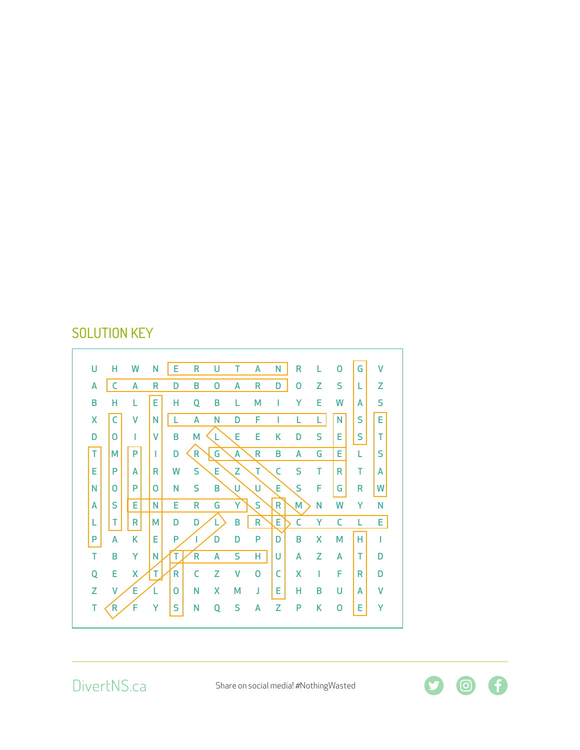## SOLUTION KEY

| | | | | | | | | | | | | | | |
|---|---|---|---|---|---|---|---|---|---|---|---|---|---|---|
| U | H | W | N | E | R | U | T | A | N | R | L | O | G | V |
| A | C | A | R | D | B | O | A | R | D | O | Z | S | L | Z |
| B | H | L | E | H | Q | B | L | M | I | Y | E | W | A | S |
| X | C | V | N | L | A | N | D | F | I | L | L | N | S | E |
| D | O | I | V | B | M | L | E | E | K | D | S | E | S | T |
| T | M | P | I | D | R | G | A | R | B | A | G | E | L | S |
| E | P | A | R | W | S | E | Z | T | C | S | T | R | T | A |
| N | O | P | O | N | S | B | U | U | E | S | F | G | R | W |
| A | S | E | N | E | R | G | Y | S | R | M | N | W | Y | N |
| L | T | R | M | D | D | L | B | R | E | C | Y | C | L | E |
| P | A | K | E | P | I | D | D | P | D | B | X | M | H | I |
| T | B | Y | N | T | R | A | S | H | U | A | Z | A | T | D |
| Q | E | X | T | R | C | Z | V | O | C | X | I | F | R | D |
| Z | V | E | L | O | N | X | M | J | E | H | B | U | A | V |
| T | R | F | Y | S | N | Q | S | A | Z | P | K | O | E | Y |

DivertNS.ca

Share on social media! #NothingWasted